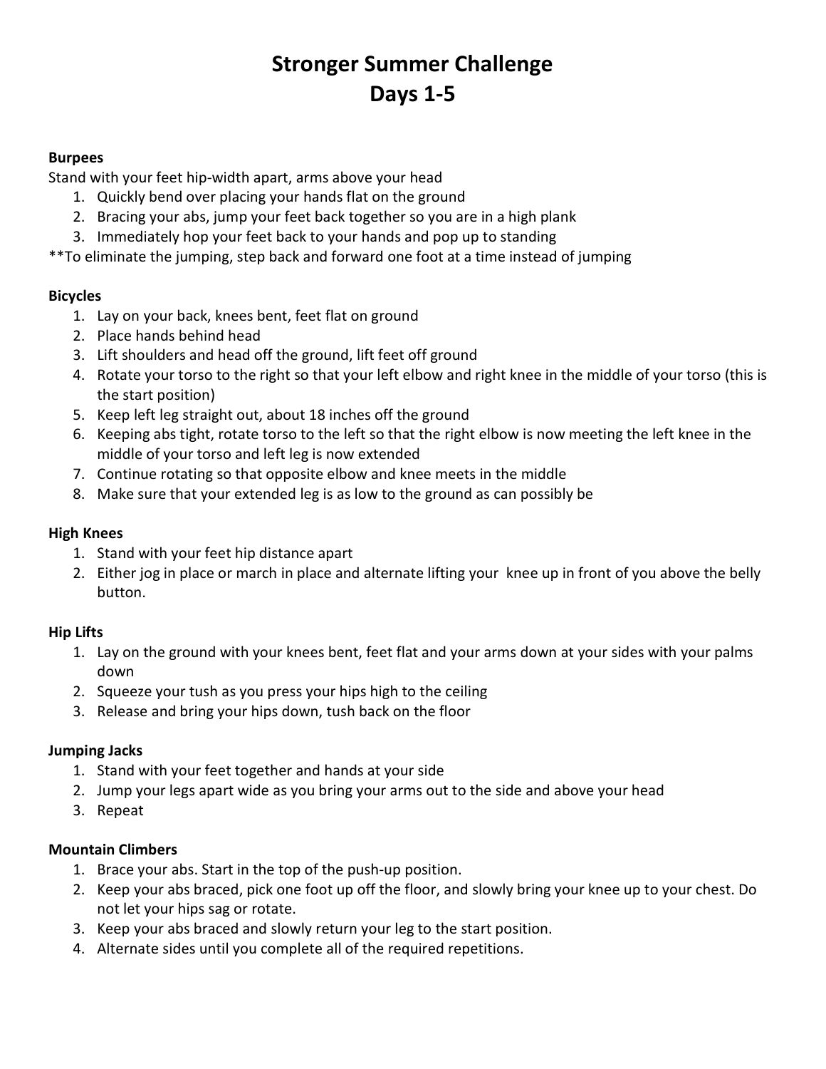# Stronger Summer Challenge
# Days 1-5

**Burpees**

Stand with your feet hip-width apart, arms above your head

1. Quickly bend over placing your hands flat on the ground
2. Bracing your abs, jump your feet back together so you are in a high plank
3. Immediately hop your feet back to your hands and pop up to standing

**To eliminate the jumping, step back and forward one foot at a time instead of jumping

**Bicycles**

1. Lay on your back, knees bent, feet flat on ground
2. Place hands behind head
3. Lift shoulders and head off the ground, lift feet off ground
4. Rotate your torso to the right so that your left elbow and right knee in the middle of your torso (this is the start position)
5. Keep left leg straight out, about 18 inches off the ground
6. Keeping abs tight, rotate torso to the left so that the right elbow is now meeting the left knee in the middle of your torso and left leg is now extended
7. Continue rotating so that opposite elbow and knee meets in the middle
8. Make sure that your extended leg is as low to the ground as can possibly be

**High Knees**

1. Stand with your feet hip distance apart
2. Either jog in place or march in place and alternate lifting your knee up in front of you above the belly button.

**Hip Lifts**

1. Lay on the ground with your knees bent, feet flat and your arms down at your sides with your palms down
2. Squeeze your tush as you press your hips high to the ceiling
3. Release and bring your hips down, tush back on the floor

**Jumping Jacks**

1. Stand with your feet together and hands at your side
2. Jump your legs apart wide as you bring your arms out to the side and above your head
3. Repeat

**Mountain Climbers**

1. Brace your abs. Start in the top of the push-up position.
2. Keep your abs braced, pick one foot up off the floor, and slowly bring your knee up to your chest. Do not let your hips sag or rotate.
3. Keep your abs braced and slowly return your leg to the start position.
4. Alternate sides until you complete all of the required repetitions.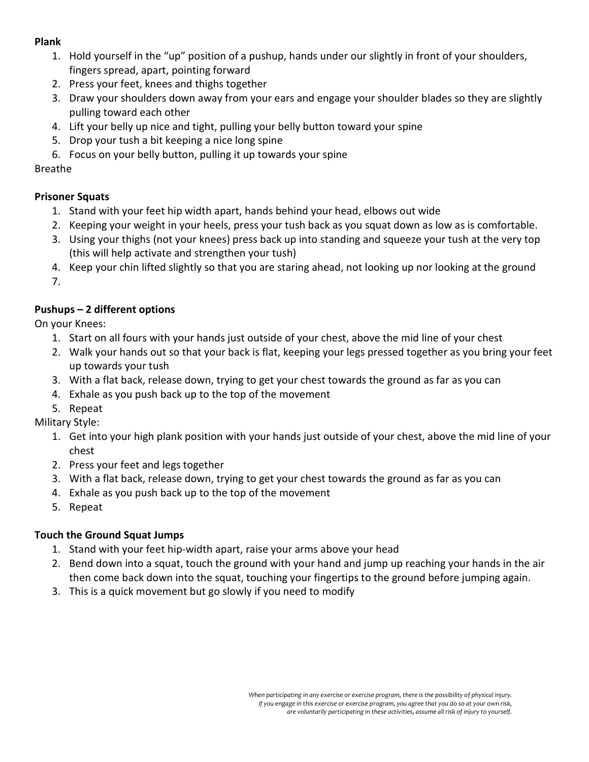**Plank**

1. Hold yourself in the "up" position of a pushup, hands under our slightly in front of your shoulders, fingers spread, apart, pointing forward
2. Press your feet, knees and thighs together
3. Draw your shoulders down away from your ears and engage your shoulder blades so they are slightly pulling toward each other
4. Lift your belly up nice and tight, pulling your belly button toward your spine
5. Drop your tush a bit keeping a nice long spine
6. Focus on your belly button, pulling it up towards your spine

Breathe

**Prisoner Squats**

1. Stand with your feet hip width apart, hands behind your head, elbows out wide
2. Keeping your weight in your heels, press your tush back as you squat down as low as is comfortable.
3. Using your thighs (not your knees) press back up into standing and squeeze your tush at the very top (this will help activate and strengthen your tush)
4. Keep your chin lifted slightly so that you are staring ahead, not looking up nor looking at the ground
7.

**Pushups – 2 different options**

On your Knees:

1. Start on all fours with your hands just outside of your chest, above the mid line of your chest
2. Walk your hands out so that your back is flat, keeping your legs pressed together as you bring your feet up towards your tush
3. With a flat back, release down, trying to get your chest towards the ground as far as you can
4. Exhale as you push back up to the top of the movement
5. Repeat

Military Style:

1. Get into your high plank position with your hands just outside of your chest, above the mid line of your chest
2. Press your feet and legs together
3. With a flat back, release down, trying to get your chest towards the ground as far as you can
4. Exhale as you push back up to the top of the movement
5. Repeat

**Touch the Ground Squat Jumps**

1. Stand with your feet hip-width apart, raise your arms above your head
2. Bend down into a squat, touch the ground with your hand and jump up reaching your hands in the air then come back down into the squat, touching your fingertips to the ground before jumping again.
3. This is a quick movement but go slowly if you need to modify

*When participating in any exercise or exercise program, there is the possibility of physical injury. If you engage in this exercise or exercise program, you agree that you do so at your own risk, are voluntarily participating in these activities, assume all risk of injury to yourself.*